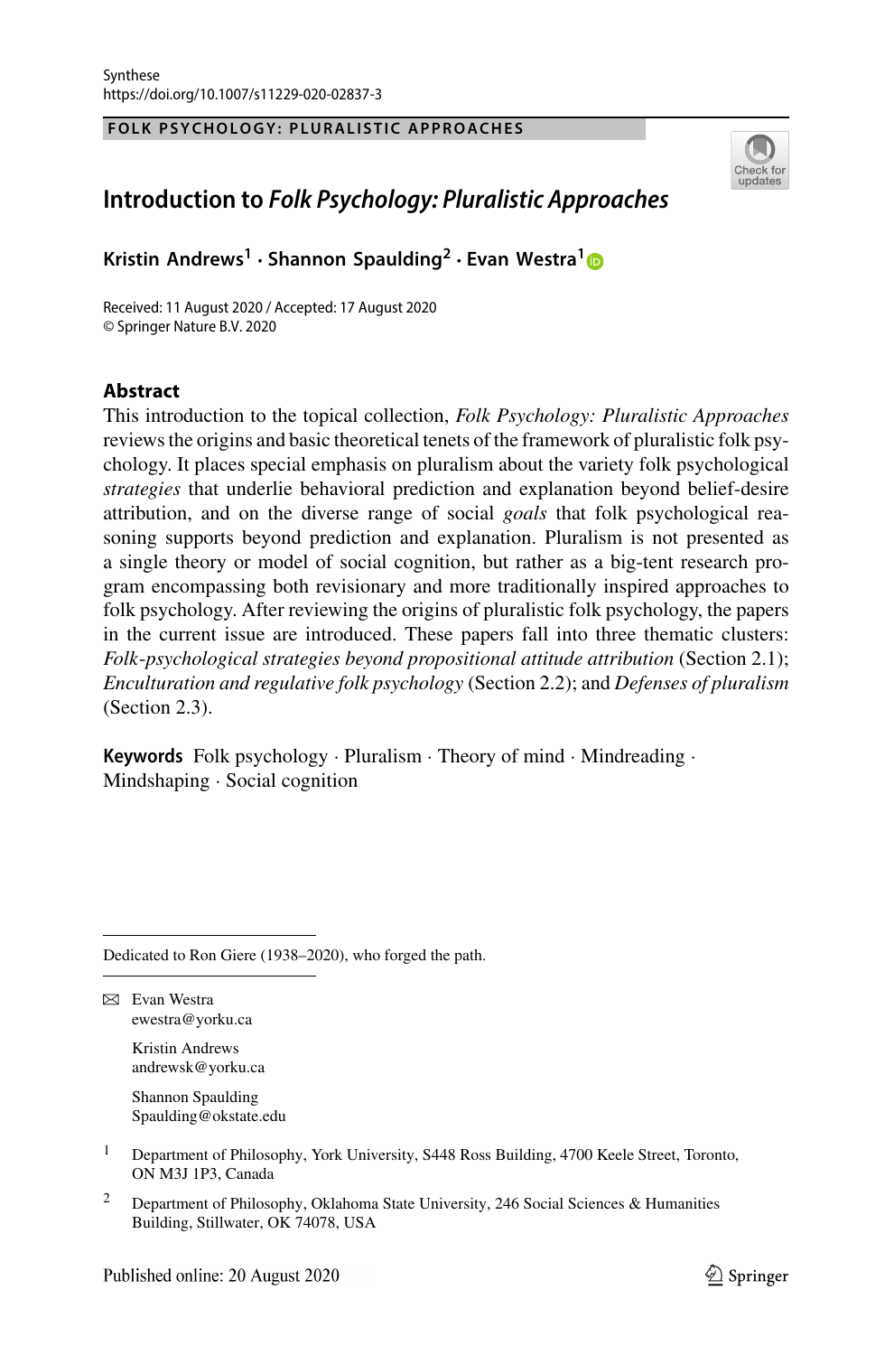FOLK PSYCHOLOGY: PLURALISTIC APPROACHES

# Introduction to *Folk Psychology: Pluralistic Approaches*

**Kristin Andrews[1] · Shannon Spaulding[2] · Evan Westra[1]**

Received: 11 August 2020 / Accepted: 17 August 2020
© Springer Nature B.V. 2020

## Abstract

This introduction to the topical collection, *Folk Psychology: Pluralistic Approaches* reviews the origins and basic theoretical tenets of the framework of pluralistic folk psychology. It places special emphasis on pluralism about the variety folk psychological *strategies* that underlie behavioral prediction and explanation beyond belief-desire attribution, and on the diverse range of social *goals* that folk psychological reasoning supports beyond prediction and explanation. Pluralism is not presented as a single theory or model of social cognition, but rather as a big-tent research program encompassing both revisionary and more traditionally inspired approaches to folk psychology. After reviewing the origins of pluralistic folk psychology, the papers in the current issue are introduced. These papers fall into three thematic clusters: *Folk-psychological strategies beyond propositional attitude attribution* (Section 2.1); *Enculturation and regulative folk psychology* (Section 2.2); and *Defenses of pluralism* (Section 2.3).

**Keywords** Folk psychology · Pluralism · Theory of mind · Mindreading · Mindshaping · Social cognition

---

Dedicated to Ron Giere (1938–2020), who forged the path.

---

✉ Evan Westra
ewestra@yorku.ca

Kristin Andrews
andrewsk@yorku.ca

Shannon Spaulding
Spaulding@okstate.edu

[1] Department of Philosophy, York University, S448 Ross Building, 4700 Keele Street, Toronto, ON M3J 1P3, Canada

[2] Department of Philosophy, Oklahoma State University, 246 Social Sciences & Humanities Building, Stillwater, OK 74078, USA

Published online: 20 August 2020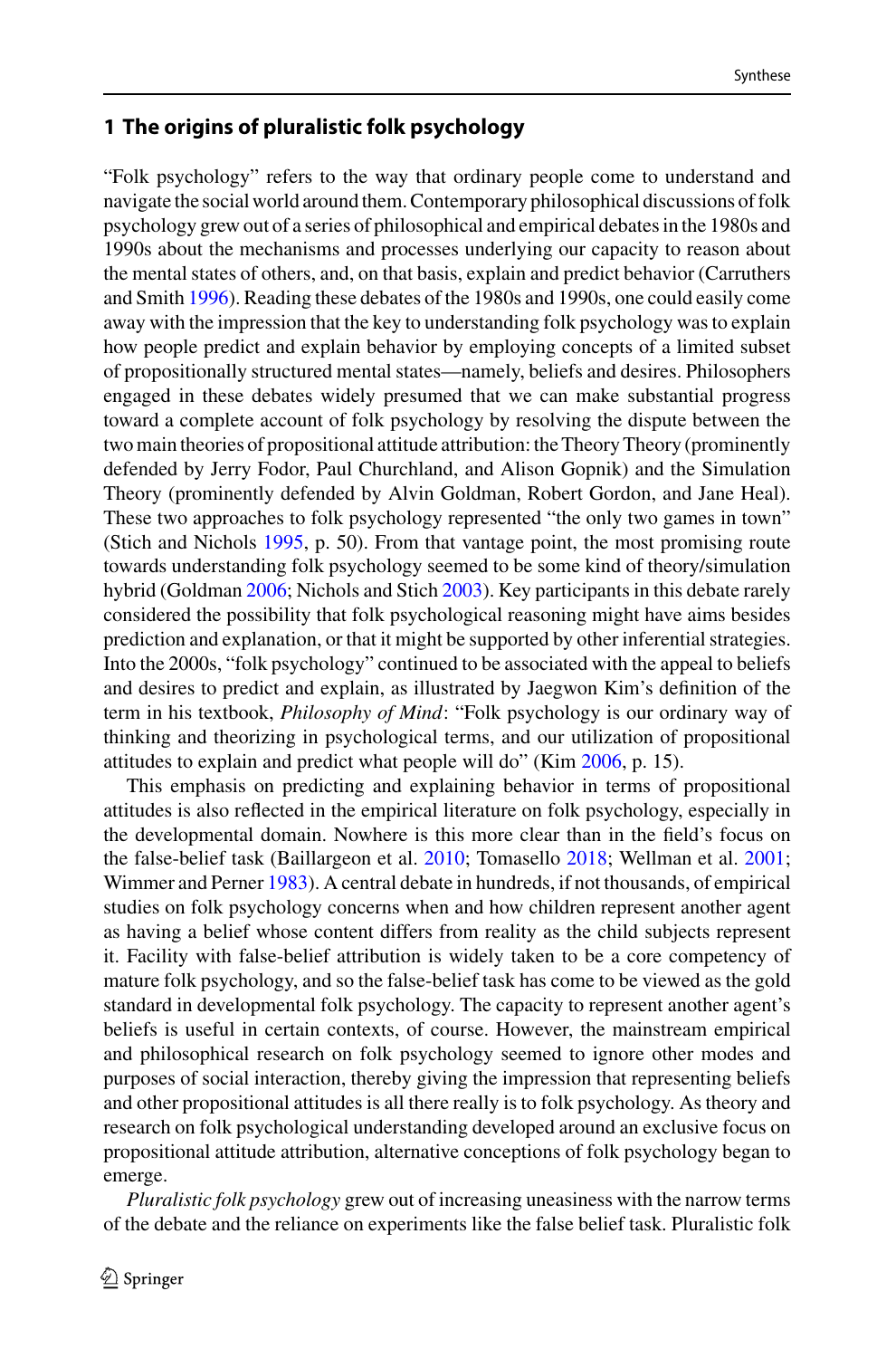## 1 The origins of pluralistic folk psychology

"Folk psychology" refers to the way that ordinary people come to understand and navigate the social world around them. Contemporary philosophical discussions of folk psychology grew out of a series of philosophical and empirical debates in the 1980s and 1990s about the mechanisms and processes underlying our capacity to reason about the mental states of others, and, on that basis, explain and predict behavior (Carruthers and Smith 1996). Reading these debates of the 1980s and 1990s, one could easily come away with the impression that the key to understanding folk psychology was to explain how people predict and explain behavior by employing concepts of a limited subset of propositionally structured mental states—namely, beliefs and desires. Philosophers engaged in these debates widely presumed that we can make substantial progress toward a complete account of folk psychology by resolving the dispute between the two main theories of propositional attitude attribution: the Theory Theory (prominently defended by Jerry Fodor, Paul Churchland, and Alison Gopnik) and the Simulation Theory (prominently defended by Alvin Goldman, Robert Gordon, and Jane Heal). These two approaches to folk psychology represented "the only two games in town" (Stich and Nichols 1995, p. 50). From that vantage point, the most promising route towards understanding folk psychology seemed to be some kind of theory/simulation hybrid (Goldman 2006; Nichols and Stich 2003). Key participants in this debate rarely considered the possibility that folk psychological reasoning might have aims besides prediction and explanation, or that it might be supported by other inferential strategies. Into the 2000s, "folk psychology" continued to be associated with the appeal to beliefs and desires to predict and explain, as illustrated by Jaegwon Kim's definition of the term in his textbook, *Philosophy of Mind*: "Folk psychology is our ordinary way of thinking and theorizing in psychological terms, and our utilization of propositional attitudes to explain and predict what people will do" (Kim 2006, p. 15).

This emphasis on predicting and explaining behavior in terms of propositional attitudes is also reflected in the empirical literature on folk psychology, especially in the developmental domain. Nowhere is this more clear than in the field's focus on the false-belief task (Baillargeon et al. 2010; Tomasello 2018; Wellman et al. 2001; Wimmer and Perner 1983). A central debate in hundreds, if not thousands, of empirical studies on folk psychology concerns when and how children represent another agent as having a belief whose content differs from reality as the child subjects represent it. Facility with false-belief attribution is widely taken to be a core competency of mature folk psychology, and so the false-belief task has come to be viewed as the gold standard in developmental folk psychology. The capacity to represent another agent's beliefs is useful in certain contexts, of course. However, the mainstream empirical and philosophical research on folk psychology seemed to ignore other modes and purposes of social interaction, thereby giving the impression that representing beliefs and other propositional attitudes is all there really is to folk psychology. As theory and research on folk psychological understanding developed around an exclusive focus on propositional attitude attribution, alternative conceptions of folk psychology began to emerge.

*Pluralistic folk psychology* grew out of increasing uneasiness with the narrow terms of the debate and the reliance on experiments like the false belief task. Pluralistic folk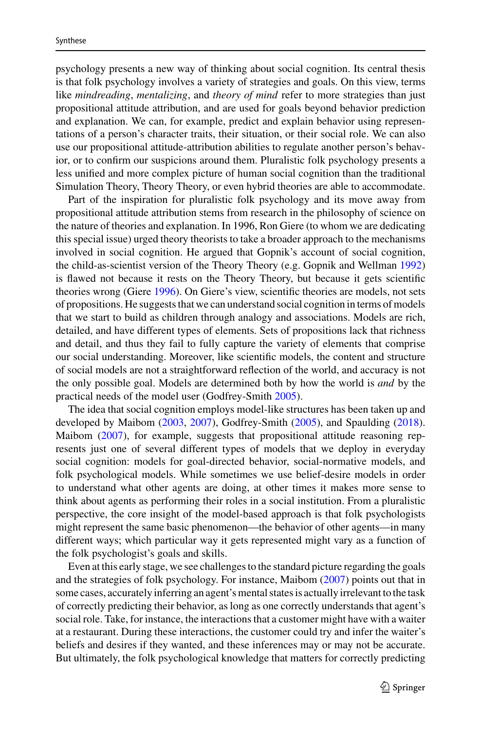psychology presents a new way of thinking about social cognition. Its central thesis is that folk psychology involves a variety of strategies and goals. On this view, terms like *mindreading*, *mentalizing*, and *theory of mind* refer to more strategies than just propositional attitude attribution, and are used for goals beyond behavior prediction and explanation. We can, for example, predict and explain behavior using representations of a person's character traits, their situation, or their social role. We can also use our propositional attitude-attribution abilities to regulate another person's behavior, or to confirm our suspicions around them. Pluralistic folk psychology presents a less unified and more complex picture of human social cognition than the traditional Simulation Theory, Theory Theory, or even hybrid theories are able to accommodate.

Part of the inspiration for pluralistic folk psychology and its move away from propositional attitude attribution stems from research in the philosophy of science on the nature of theories and explanation. In 1996, Ron Giere (to whom we are dedicating this special issue) urged theory theorists to take a broader approach to the mechanisms involved in social cognition. He argued that Gopnik's account of social cognition, the child-as-scientist version of the Theory Theory (e.g. Gopnik and Wellman 1992) is flawed not because it rests on the Theory Theory, but because it gets scientific theories wrong (Giere 1996). On Giere's view, scientific theories are models, not sets of propositions. He suggests that we can understand social cognition in terms of models that we start to build as children through analogy and associations. Models are rich, detailed, and have different types of elements. Sets of propositions lack that richness and detail, and thus they fail to fully capture the variety of elements that comprise our social understanding. Moreover, like scientific models, the content and structure of social models are not a straightforward reflection of the world, and accuracy is not the only possible goal. Models are determined both by how the world is *and* by the practical needs of the model user (Godfrey-Smith 2005).

The idea that social cognition employs model-like structures has been taken up and developed by Maibom (2003, 2007), Godfrey-Smith (2005), and Spaulding (2018). Maibom (2007), for example, suggests that propositional attitude reasoning represents just one of several different types of models that we deploy in everyday social cognition: models for goal-directed behavior, social-normative models, and folk psychological models. While sometimes we use belief-desire models in order to understand what other agents are doing, at other times it makes more sense to think about agents as performing their roles in a social institution. From a pluralistic perspective, the core insight of the model-based approach is that folk psychologists might represent the same basic phenomenon—the behavior of other agents—in many different ways; which particular way it gets represented might vary as a function of the folk psychologist's goals and skills.

Even at this early stage, we see challenges to the standard picture regarding the goals and the strategies of folk psychology. For instance, Maibom (2007) points out that in some cases, accurately inferring an agent's mental states is actually irrelevant to the task of correctly predicting their behavior, as long as one correctly understands that agent's social role. Take, for instance, the interactions that a customer might have with a waiter at a restaurant. During these interactions, the customer could try and infer the waiter's beliefs and desires if they wanted, and these inferences may or may not be accurate. But ultimately, the folk psychological knowledge that matters for correctly predicting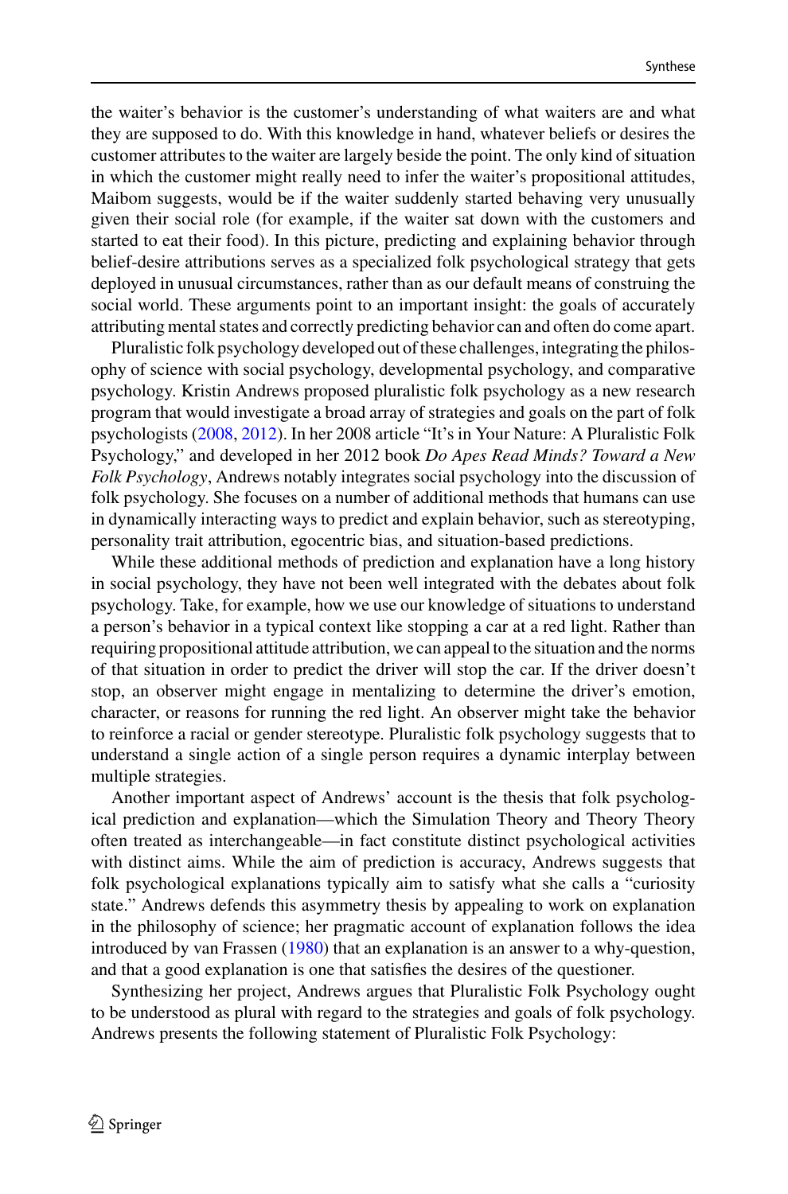the waiter's behavior is the customer's understanding of what waiters are and what they are supposed to do. With this knowledge in hand, whatever beliefs or desires the customer attributes to the waiter are largely beside the point. The only kind of situation in which the customer might really need to infer the waiter's propositional attitudes, Maibom suggests, would be if the waiter suddenly started behaving very unusually given their social role (for example, if the waiter sat down with the customers and started to eat their food). In this picture, predicting and explaining behavior through belief-desire attributions serves as a specialized folk psychological strategy that gets deployed in unusual circumstances, rather than as our default means of construing the social world. These arguments point to an important insight: the goals of accurately attributing mental states and correctly predicting behavior can and often do come apart.

Pluralistic folk psychology developed out of these challenges, integrating the philosophy of science with social psychology, developmental psychology, and comparative psychology. Kristin Andrews proposed pluralistic folk psychology as a new research program that would investigate a broad array of strategies and goals on the part of folk psychologists (2008, 2012). In her 2008 article "It's in Your Nature: A Pluralistic Folk Psychology," and developed in her 2012 book *Do Apes Read Minds? Toward a New Folk Psychology*, Andrews notably integrates social psychology into the discussion of folk psychology. She focuses on a number of additional methods that humans can use in dynamically interacting ways to predict and explain behavior, such as stereotyping, personality trait attribution, egocentric bias, and situation-based predictions.

While these additional methods of prediction and explanation have a long history in social psychology, they have not been well integrated with the debates about folk psychology. Take, for example, how we use our knowledge of situations to understand a person's behavior in a typical context like stopping a car at a red light. Rather than requiring propositional attitude attribution, we can appeal to the situation and the norms of that situation in order to predict the driver will stop the car. If the driver doesn't stop, an observer might engage in mentalizing to determine the driver's emotion, character, or reasons for running the red light. An observer might take the behavior to reinforce a racial or gender stereotype. Pluralistic folk psychology suggests that to understand a single action of a single person requires a dynamic interplay between multiple strategies.

Another important aspect of Andrews' account is the thesis that folk psychological prediction and explanation—which the Simulation Theory and Theory Theory often treated as interchangeable—in fact constitute distinct psychological activities with distinct aims. While the aim of prediction is accuracy, Andrews suggests that folk psychological explanations typically aim to satisfy what she calls a "curiosity state." Andrews defends this asymmetry thesis by appealing to work on explanation in the philosophy of science; her pragmatic account of explanation follows the idea introduced by van Frassen (1980) that an explanation is an answer to a why-question, and that a good explanation is one that satisfies the desires of the questioner.

Synthesizing her project, Andrews argues that Pluralistic Folk Psychology ought to be understood as plural with regard to the strategies and goals of folk psychology. Andrews presents the following statement of Pluralistic Folk Psychology: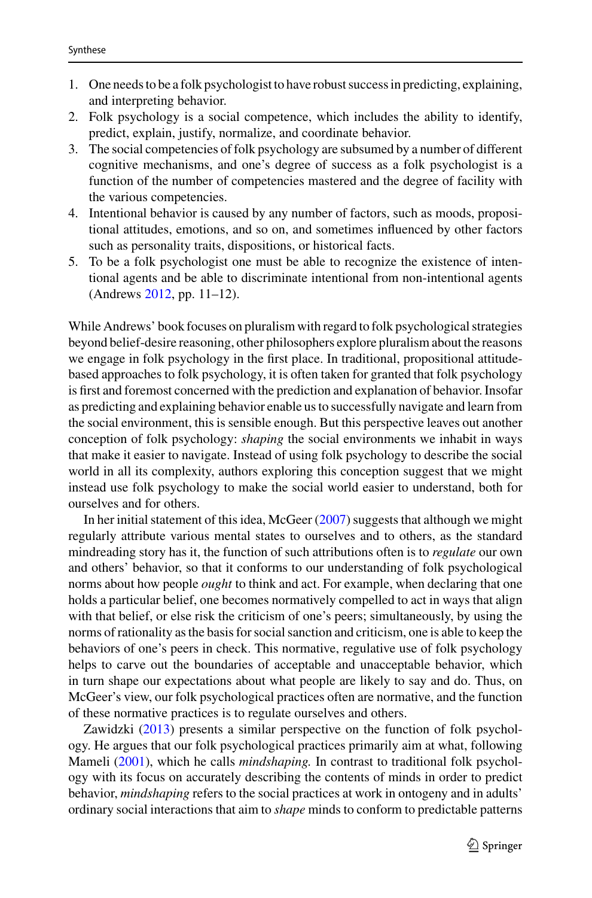1. One needs to be a folk psychologist to have robust success in predicting, explaining, and interpreting behavior.
2. Folk psychology is a social competence, which includes the ability to identify, predict, explain, justify, normalize, and coordinate behavior.
3. The social competencies of folk psychology are subsumed by a number of different cognitive mechanisms, and one's degree of success as a folk psychologist is a function of the number of competencies mastered and the degree of facility with the various competencies.
4. Intentional behavior is caused by any number of factors, such as moods, propositional attitudes, emotions, and so on, and sometimes influenced by other factors such as personality traits, dispositions, or historical facts.
5. To be a folk psychologist one must be able to recognize the existence of intentional agents and be able to discriminate intentional from non-intentional agents (Andrews 2012, pp. 11–12).

While Andrews' book focuses on pluralism with regard to folk psychological strategies beyond belief-desire reasoning, other philosophers explore pluralism about the reasons we engage in folk psychology in the first place. In traditional, propositional attitude-based approaches to folk psychology, it is often taken for granted that folk psychology is first and foremost concerned with the prediction and explanation of behavior. Insofar as predicting and explaining behavior enable us to successfully navigate and learn from the social environment, this is sensible enough. But this perspective leaves out another conception of folk psychology: *shaping* the social environments we inhabit in ways that make it easier to navigate. Instead of using folk psychology to describe the social world in all its complexity, authors exploring this conception suggest that we might instead use folk psychology to make the social world easier to understand, both for ourselves and for others.

In her initial statement of this idea, McGeer (2007) suggests that although we might regularly attribute various mental states to ourselves and to others, as the standard mindreading story has it, the function of such attributions often is to *regulate* our own and others' behavior, so that it conforms to our understanding of folk psychological norms about how people *ought* to think and act. For example, when declaring that one holds a particular belief, one becomes normatively compelled to act in ways that align with that belief, or else risk the criticism of one's peers; simultaneously, by using the norms of rationality as the basis for social sanction and criticism, one is able to keep the behaviors of one's peers in check. This normative, regulative use of folk psychology helps to carve out the boundaries of acceptable and unacceptable behavior, which in turn shape our expectations about what people are likely to say and do. Thus, on McGeer's view, our folk psychological practices often are normative, and the function of these normative practices is to regulate ourselves and others.

Zawidzki (2013) presents a similar perspective on the function of folk psychology. He argues that our folk psychological practices primarily aim at what, following Mameli (2001), which he calls *mindshaping.* In contrast to traditional folk psychology with its focus on accurately describing the contents of minds in order to predict behavior, *mindshaping* refers to the social practices at work in ontogeny and in adults' ordinary social interactions that aim to *shape* minds to conform to predictable patterns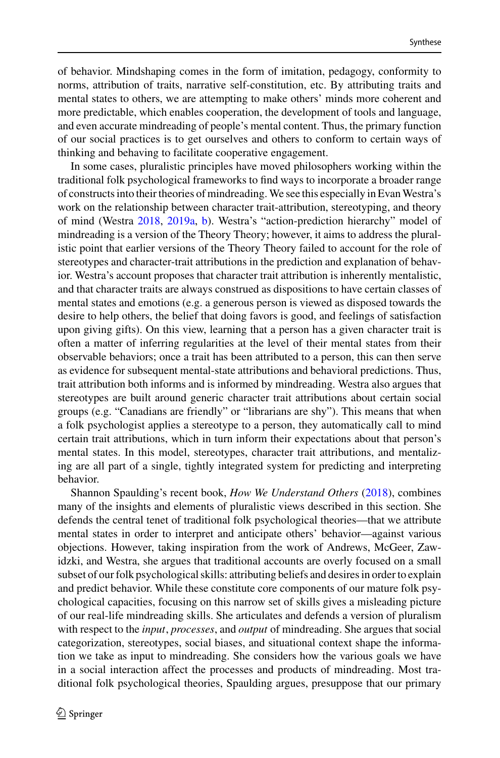of behavior. Mindshaping comes in the form of imitation, pedagogy, conformity to norms, attribution of traits, narrative self-constitution, etc. By attributing traits and mental states to others, we are attempting to make others' minds more coherent and more predictable, which enables cooperation, the development of tools and language, and even accurate mindreading of people's mental content. Thus, the primary function of our social practices is to get ourselves and others to conform to certain ways of thinking and behaving to facilitate cooperative engagement.

In some cases, pluralistic principles have moved philosophers working within the traditional folk psychological frameworks to find ways to incorporate a broader range of constructs into their theories of mindreading. We see this especially in Evan Westra's work on the relationship between character trait-attribution, stereotyping, and theory of mind (Westra 2018, 2019a, b). Westra's "action-prediction hierarchy" model of mindreading is a version of the Theory Theory; however, it aims to address the pluralistic point that earlier versions of the Theory Theory failed to account for the role of stereotypes and character-trait attributions in the prediction and explanation of behavior. Westra's account proposes that character trait attribution is inherently mentalistic, and that character traits are always construed as dispositions to have certain classes of mental states and emotions (e.g. a generous person is viewed as disposed towards the desire to help others, the belief that doing favors is good, and feelings of satisfaction upon giving gifts). On this view, learning that a person has a given character trait is often a matter of inferring regularities at the level of their mental states from their observable behaviors; once a trait has been attributed to a person, this can then serve as evidence for subsequent mental-state attributions and behavioral predictions. Thus, trait attribution both informs and is informed by mindreading. Westra also argues that stereotypes are built around generic character trait attributions about certain social groups (e.g. "Canadians are friendly" or "librarians are shy"). This means that when a folk psychologist applies a stereotype to a person, they automatically call to mind certain trait attributions, which in turn inform their expectations about that person's mental states. In this model, stereotypes, character trait attributions, and mentalizing are all part of a single, tightly integrated system for predicting and interpreting behavior.

Shannon Spaulding's recent book, *How We Understand Others* (2018), combines many of the insights and elements of pluralistic views described in this section. She defends the central tenet of traditional folk psychological theories—that we attribute mental states in order to interpret and anticipate others' behavior—against various objections. However, taking inspiration from the work of Andrews, McGeer, Zawidzki, and Westra, she argues that traditional accounts are overly focused on a small subset of our folk psychological skills: attributing beliefs and desires in order to explain and predict behavior. While these constitute core components of our mature folk psychological capacities, focusing on this narrow set of skills gives a misleading picture of our real-life mindreading skills. She articulates and defends a version of pluralism with respect to the *input*, *processes*, and *output* of mindreading. She argues that social categorization, stereotypes, social biases, and situational context shape the information we take as input to mindreading. She considers how the various goals we have in a social interaction affect the processes and products of mindreading. Most traditional folk psychological theories, Spaulding argues, presuppose that our primary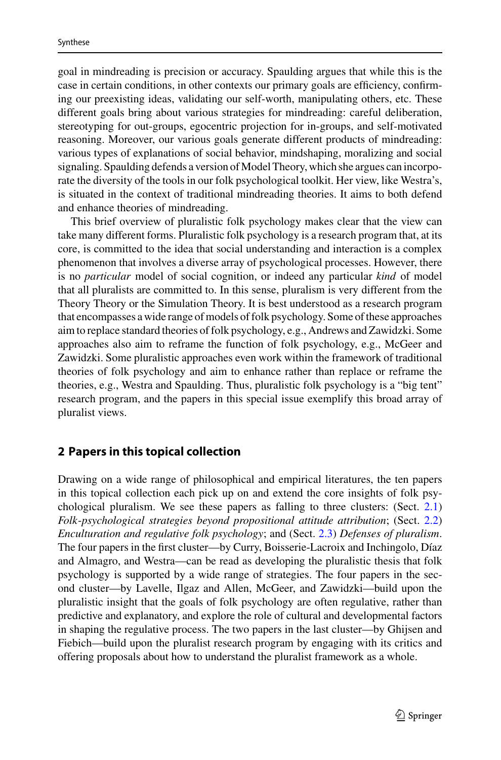goal in mindreading is precision or accuracy. Spaulding argues that while this is the case in certain conditions, in other contexts our primary goals are efficiency, confirming our preexisting ideas, validating our self-worth, manipulating others, etc. These different goals bring about various strategies for mindreading: careful deliberation, stereotyping for out-groups, egocentric projection for in-groups, and self-motivated reasoning. Moreover, our various goals generate different products of mindreading: various types of explanations of social behavior, mindshaping, moralizing and social signaling. Spaulding defends a version of Model Theory, which she argues can incorporate the diversity of the tools in our folk psychological toolkit. Her view, like Westra's, is situated in the context of traditional mindreading theories. It aims to both defend and enhance theories of mindreading.

This brief overview of pluralistic folk psychology makes clear that the view can take many different forms. Pluralistic folk psychology is a research program that, at its core, is committed to the idea that social understanding and interaction is a complex phenomenon that involves a diverse array of psychological processes. However, there is no *particular* model of social cognition, or indeed any particular *kind* of model that all pluralists are committed to. In this sense, pluralism is very different from the Theory Theory or the Simulation Theory. It is best understood as a research program that encompasses a wide range of models of folk psychology. Some of these approaches aim to replace standard theories of folk psychology, e.g., Andrews and Zawidzki. Some approaches also aim to reframe the function of folk psychology, e.g., McGeer and Zawidzki. Some pluralistic approaches even work within the framework of traditional theories of folk psychology and aim to enhance rather than replace or reframe the theories, e.g., Westra and Spaulding. Thus, pluralistic folk psychology is a "big tent" research program, and the papers in this special issue exemplify this broad array of pluralist views.

## 2 Papers in this topical collection

Drawing on a wide range of philosophical and empirical literatures, the ten papers in this topical collection each pick up on and extend the core insights of folk psychological pluralism. We see these papers as falling to three clusters: (Sect. 2.1) *Folk-psychological strategies beyond propositional attitude attribution*; (Sect. 2.2) *Enculturation and regulative folk psychology*; and (Sect. 2.3) *Defenses of pluralism*. The four papers in the first cluster—by Curry, Boisserie-Lacroix and Inchingolo, Díaz and Almagro, and Westra—can be read as developing the pluralistic thesis that folk psychology is supported by a wide range of strategies. The four papers in the second cluster—by Lavelle, Ilgaz and Allen, McGeer, and Zawidzki—build upon the pluralistic insight that the goals of folk psychology are often regulative, rather than predictive and explanatory, and explore the role of cultural and developmental factors in shaping the regulative process. The two papers in the last cluster—by Ghijsen and Fiebich—build upon the pluralist research program by engaging with its critics and offering proposals about how to understand the pluralist framework as a whole.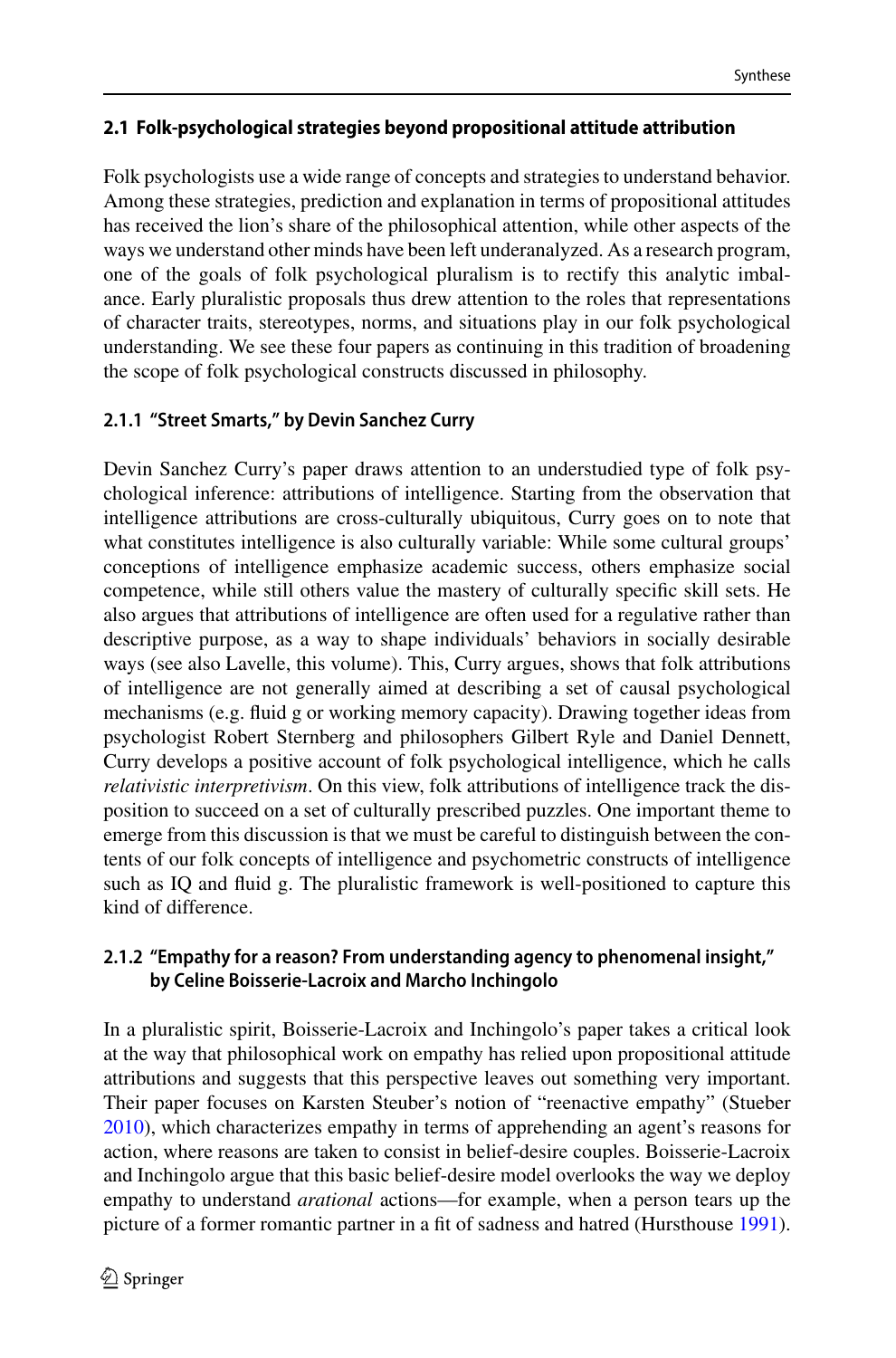### 2.1 Folk-psychological strategies beyond propositional attitude attribution

Folk psychologists use a wide range of concepts and strategies to understand behavior. Among these strategies, prediction and explanation in terms of propositional attitudes has received the lion's share of the philosophical attention, while other aspects of the ways we understand other minds have been left underanalyzed. As a research program, one of the goals of folk psychological pluralism is to rectify this analytic imbalance. Early pluralistic proposals thus drew attention to the roles that representations of character traits, stereotypes, norms, and situations play in our folk psychological understanding. We see these four papers as continuing in this tradition of broadening the scope of folk psychological constructs discussed in philosophy.

#### 2.1.1 "Street Smarts," by Devin Sanchez Curry

Devin Sanchez Curry's paper draws attention to an understudied type of folk psychological inference: attributions of intelligence. Starting from the observation that intelligence attributions are cross-culturally ubiquitous, Curry goes on to note that what constitutes intelligence is also culturally variable: While some cultural groups' conceptions of intelligence emphasize academic success, others emphasize social competence, while still others value the mastery of culturally specific skill sets. He also argues that attributions of intelligence are often used for a regulative rather than descriptive purpose, as a way to shape individuals' behaviors in socially desirable ways (see also Lavelle, this volume). This, Curry argues, shows that folk attributions of intelligence are not generally aimed at describing a set of causal psychological mechanisms (e.g. fluid g or working memory capacity). Drawing together ideas from psychologist Robert Sternberg and philosophers Gilbert Ryle and Daniel Dennett, Curry develops a positive account of folk psychological intelligence, which he calls *relativistic interpretivism*. On this view, folk attributions of intelligence track the disposition to succeed on a set of culturally prescribed puzzles. One important theme to emerge from this discussion is that we must be careful to distinguish between the contents of our folk concepts of intelligence and psychometric constructs of intelligence such as IQ and fluid g. The pluralistic framework is well-positioned to capture this kind of difference.

#### 2.1.2 "Empathy for a reason? From understanding agency to phenomenal insight," by Celine Boisserie-Lacroix and Marcho Inchingolo

In a pluralistic spirit, Boisserie-Lacroix and Inchingolo's paper takes a critical look at the way that philosophical work on empathy has relied upon propositional attitude attributions and suggests that this perspective leaves out something very important. Their paper focuses on Karsten Steuber's notion of "reenactive empathy" (Stueber 2010), which characterizes empathy in terms of apprehending an agent's reasons for action, where reasons are taken to consist in belief-desire couples. Boisserie-Lacroix and Inchingolo argue that this basic belief-desire model overlooks the way we deploy empathy to understand *arational* actions—for example, when a person tears up the picture of a former romantic partner in a fit of sadness and hatred (Hursthouse 1991).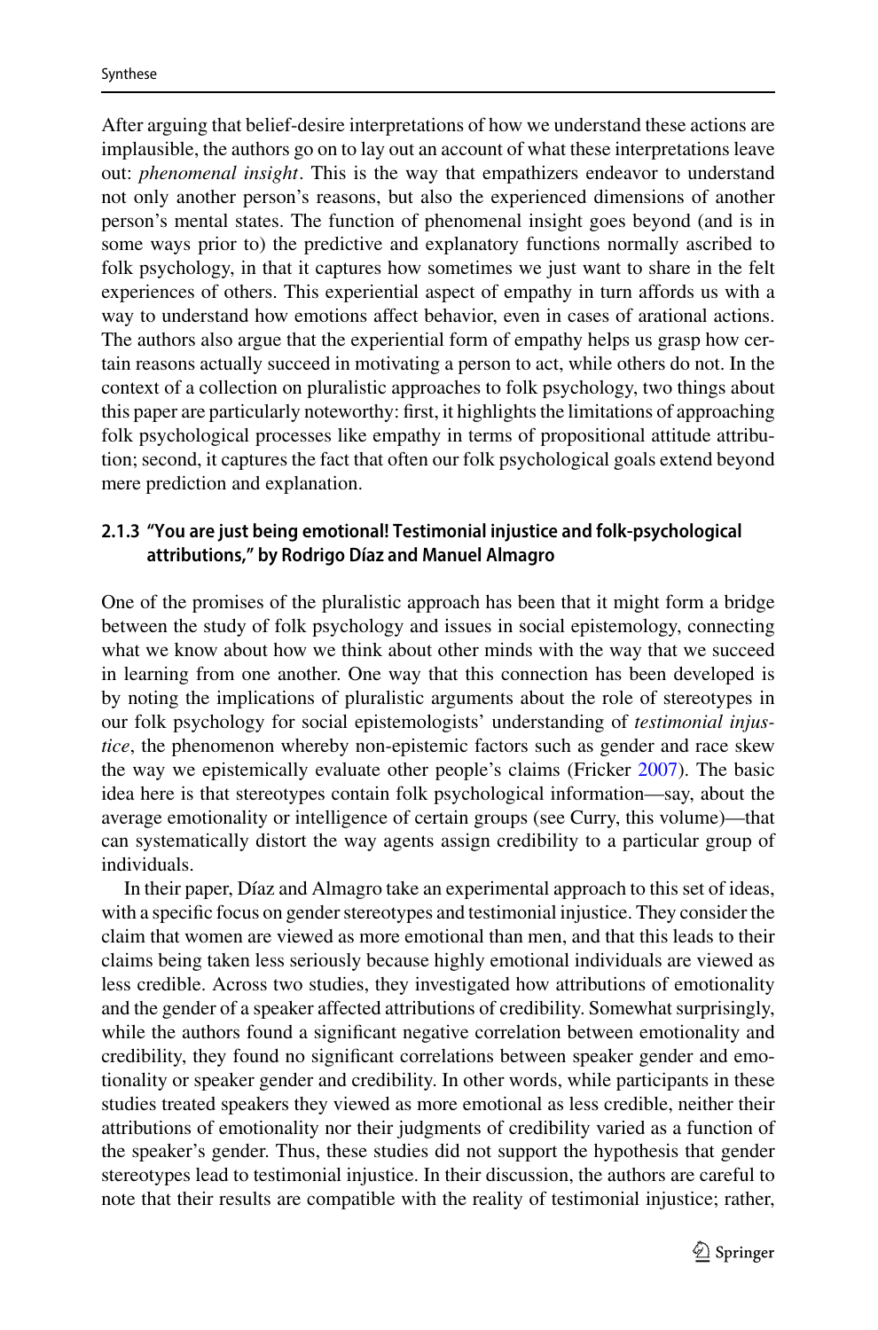After arguing that belief-desire interpretations of how we understand these actions are implausible, the authors go on to lay out an account of what these interpretations leave out: *phenomenal insight*. This is the way that empathizers endeavor to understand not only another person's reasons, but also the experienced dimensions of another person's mental states. The function of phenomenal insight goes beyond (and is in some ways prior to) the predictive and explanatory functions normally ascribed to folk psychology, in that it captures how sometimes we just want to share in the felt experiences of others. This experiential aspect of empathy in turn affords us with a way to understand how emotions affect behavior, even in cases of arational actions. The authors also argue that the experiential form of empathy helps us grasp how certain reasons actually succeed in motivating a person to act, while others do not. In the context of a collection on pluralistic approaches to folk psychology, two things about this paper are particularly noteworthy: first, it highlights the limitations of approaching folk psychological processes like empathy in terms of propositional attitude attribution; second, it captures the fact that often our folk psychological goals extend beyond mere prediction and explanation.

### 2.1.3 "You are just being emotional! Testimonial injustice and folk-psychological attributions," by Rodrigo Díaz and Manuel Almagro

One of the promises of the pluralistic approach has been that it might form a bridge between the study of folk psychology and issues in social epistemology, connecting what we know about how we think about other minds with the way that we succeed in learning from one another. One way that this connection has been developed is by noting the implications of pluralistic arguments about the role of stereotypes in our folk psychology for social epistemologists' understanding of *testimonial injustice*, the phenomenon whereby non-epistemic factors such as gender and race skew the way we epistemically evaluate other people's claims (Fricker 2007). The basic idea here is that stereotypes contain folk psychological information—say, about the average emotionality or intelligence of certain groups (see Curry, this volume)—that can systematically distort the way agents assign credibility to a particular group of individuals.

In their paper, Díaz and Almagro take an experimental approach to this set of ideas, with a specific focus on gender stereotypes and testimonial injustice. They consider the claim that women are viewed as more emotional than men, and that this leads to their claims being taken less seriously because highly emotional individuals are viewed as less credible. Across two studies, they investigated how attributions of emotionality and the gender of a speaker affected attributions of credibility. Somewhat surprisingly, while the authors found a significant negative correlation between emotionality and credibility, they found no significant correlations between speaker gender and emotionality or speaker gender and credibility. In other words, while participants in these studies treated speakers they viewed as more emotional as less credible, neither their attributions of emotionality nor their judgments of credibility varied as a function of the speaker's gender. Thus, these studies did not support the hypothesis that gender stereotypes lead to testimonial injustice. In their discussion, the authors are careful to note that their results are compatible with the reality of testimonial injustice; rather,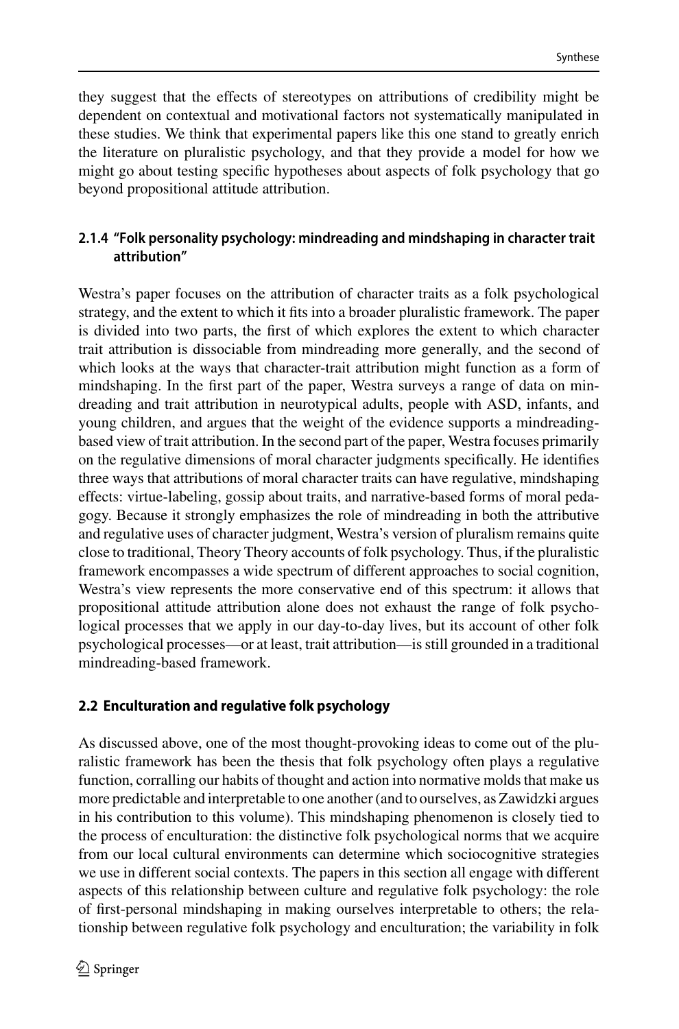they suggest that the effects of stereotypes on attributions of credibility might be dependent on contextual and motivational factors not systematically manipulated in these studies. We think that experimental papers like this one stand to greatly enrich the literature on pluralistic psychology, and that they provide a model for how we might go about testing specific hypotheses about aspects of folk psychology that go beyond propositional attitude attribution.

#### 2.1.4 "Folk personality psychology: mindreading and mindshaping in character trait attribution"

Westra's paper focuses on the attribution of character traits as a folk psychological strategy, and the extent to which it fits into a broader pluralistic framework. The paper is divided into two parts, the first of which explores the extent to which character trait attribution is dissociable from mindreading more generally, and the second of which looks at the ways that character-trait attribution might function as a form of mindshaping. In the first part of the paper, Westra surveys a range of data on mindreading and trait attribution in neurotypical adults, people with ASD, infants, and young children, and argues that the weight of the evidence supports a mindreading-based view of trait attribution. In the second part of the paper, Westra focuses primarily on the regulative dimensions of moral character judgments specifically. He identifies three ways that attributions of moral character traits can have regulative, mindshaping effects: virtue-labeling, gossip about traits, and narrative-based forms of moral pedagogy. Because it strongly emphasizes the role of mindreading in both the attributive and regulative uses of character judgment, Westra's version of pluralism remains quite close to traditional, Theory Theory accounts of folk psychology. Thus, if the pluralistic framework encompasses a wide spectrum of different approaches to social cognition, Westra's view represents the more conservative end of this spectrum: it allows that propositional attitude attribution alone does not exhaust the range of folk psychological processes that we apply in our day-to-day lives, but its account of other folk psychological processes—or at least, trait attribution—is still grounded in a traditional mindreading-based framework.

### 2.2 Enculturation and regulative folk psychology

As discussed above, one of the most thought-provoking ideas to come out of the pluralistic framework has been the thesis that folk psychology often plays a regulative function, corralling our habits of thought and action into normative molds that make us more predictable and interpretable to one another (and to ourselves, as Zawidzki argues in his contribution to this volume). This mindshaping phenomenon is closely tied to the process of enculturation: the distinctive folk psychological norms that we acquire from our local cultural environments can determine which sociocognitive strategies we use in different social contexts. The papers in this section all engage with different aspects of this relationship between culture and regulative folk psychology: the role of first-personal mindshaping in making ourselves interpretable to others; the relationship between regulative folk psychology and enculturation; the variability in folk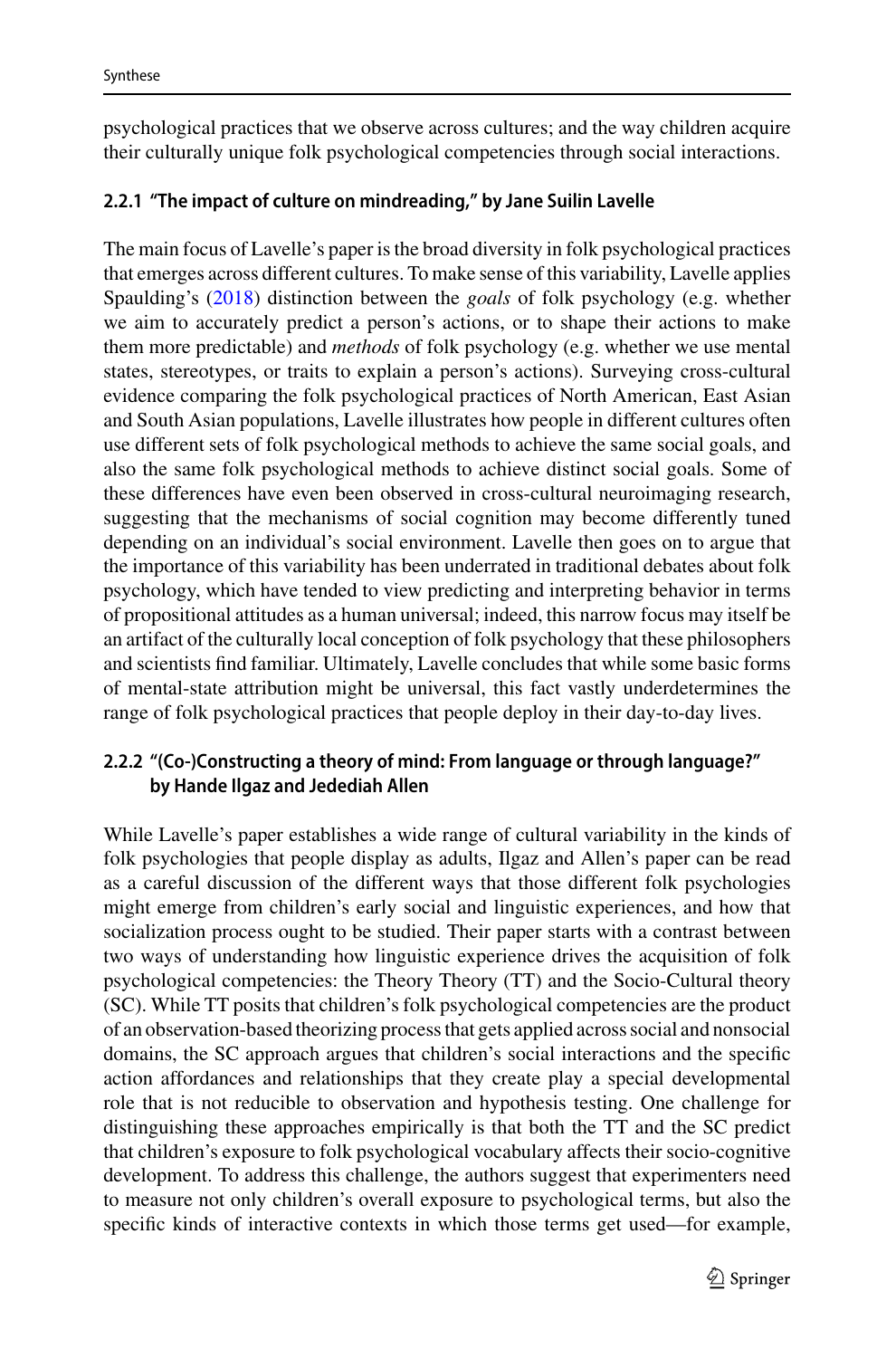psychological practices that we observe across cultures; and the way children acquire their culturally unique folk psychological competencies through social interactions.

#### 2.2.1 "The impact of culture on mindreading," by Jane Suilin Lavelle

The main focus of Lavelle's paper is the broad diversity in folk psychological practices that emerges across different cultures. To make sense of this variability, Lavelle applies Spaulding's (2018) distinction between the *goals* of folk psychology (e.g. whether we aim to accurately predict a person's actions, or to shape their actions to make them more predictable) and *methods* of folk psychology (e.g. whether we use mental states, stereotypes, or traits to explain a person's actions). Surveying cross-cultural evidence comparing the folk psychological practices of North American, East Asian and South Asian populations, Lavelle illustrates how people in different cultures often use different sets of folk psychological methods to achieve the same social goals, and also the same folk psychological methods to achieve distinct social goals. Some of these differences have even been observed in cross-cultural neuroimaging research, suggesting that the mechanisms of social cognition may become differently tuned depending on an individual's social environment. Lavelle then goes on to argue that the importance of this variability has been underrated in traditional debates about folk psychology, which have tended to view predicting and interpreting behavior in terms of propositional attitudes as a human universal; indeed, this narrow focus may itself be an artifact of the culturally local conception of folk psychology that these philosophers and scientists find familiar. Ultimately, Lavelle concludes that while some basic forms of mental-state attribution might be universal, this fact vastly underdetermines the range of folk psychological practices that people deploy in their day-to-day lives.

#### 2.2.2 "(Co-)Constructing a theory of mind: From language or through language?" by Hande Ilgaz and Jedediah Allen

While Lavelle's paper establishes a wide range of cultural variability in the kinds of folk psychologies that people display as adults, Ilgaz and Allen's paper can be read as a careful discussion of the different ways that those different folk psychologies might emerge from children's early social and linguistic experiences, and how that socialization process ought to be studied. Their paper starts with a contrast between two ways of understanding how linguistic experience drives the acquisition of folk psychological competencies: the Theory Theory (TT) and the Socio-Cultural theory (SC). While TT posits that children's folk psychological competencies are the product of an observation-based theorizing process that gets applied across social and nonsocial domains, the SC approach argues that children's social interactions and the specific action affordances and relationships that they create play a special developmental role that is not reducible to observation and hypothesis testing. One challenge for distinguishing these approaches empirically is that both the TT and the SC predict that children's exposure to folk psychological vocabulary affects their socio-cognitive development. To address this challenge, the authors suggest that experimenters need to measure not only children's overall exposure to psychological terms, but also the specific kinds of interactive contexts in which those terms get used—for example,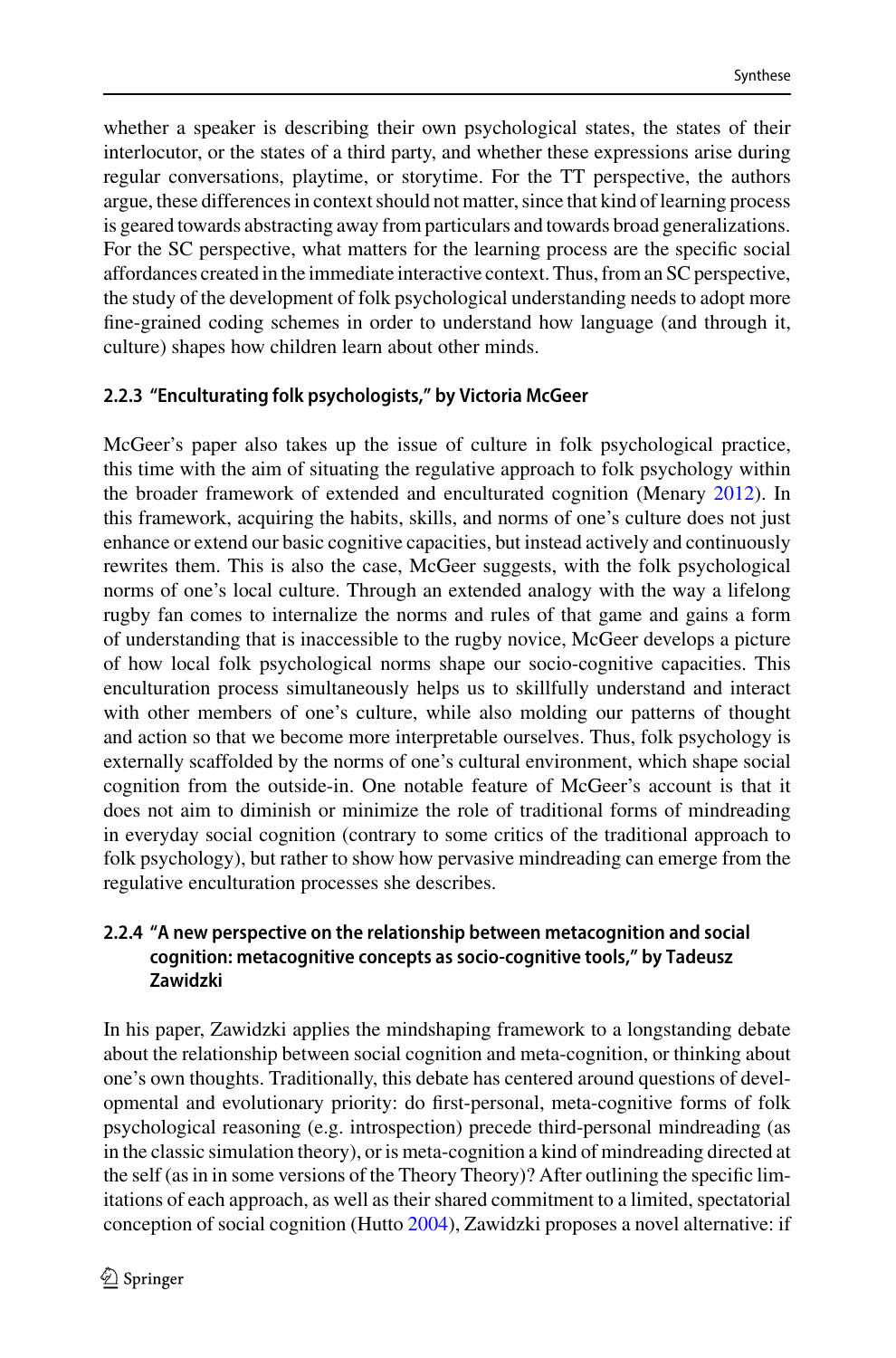whether a speaker is describing their own psychological states, the states of their interlocutor, or the states of a third party, and whether these expressions arise during regular conversations, playtime, or storytime. For the TT perspective, the authors argue, these differences in context should not matter, since that kind of learning process is geared towards abstracting away from particulars and towards broad generalizations. For the SC perspective, what matters for the learning process are the specific social affordances created in the immediate interactive context. Thus, from an SC perspective, the study of the development of folk psychological understanding needs to adopt more fine-grained coding schemes in order to understand how language (and through it, culture) shapes how children learn about other minds.

### 2.2.3 "Enculturating folk psychologists," by Victoria McGeer

McGeer's paper also takes up the issue of culture in folk psychological practice, this time with the aim of situating the regulative approach to folk psychology within the broader framework of extended and enculturated cognition (Menary 2012). In this framework, acquiring the habits, skills, and norms of one's culture does not just enhance or extend our basic cognitive capacities, but instead actively and continuously rewrites them. This is also the case, McGeer suggests, with the folk psychological norms of one's local culture. Through an extended analogy with the way a lifelong rugby fan comes to internalize the norms and rules of that game and gains a form of understanding that is inaccessible to the rugby novice, McGeer develops a picture of how local folk psychological norms shape our socio-cognitive capacities. This enculturation process simultaneously helps us to skillfully understand and interact with other members of one's culture, while also molding our patterns of thought and action so that we become more interpretable ourselves. Thus, folk psychology is externally scaffolded by the norms of one's cultural environment, which shape social cognition from the outside-in. One notable feature of McGeer's account is that it does not aim to diminish or minimize the role of traditional forms of mindreading in everyday social cognition (contrary to some critics of the traditional approach to folk psychology), but rather to show how pervasive mindreading can emerge from the regulative enculturation processes she describes.

### 2.2.4 "A new perspective on the relationship between metacognition and social cognition: metacognitive concepts as socio-cognitive tools," by Tadeusz Zawidzki

In his paper, Zawidzki applies the mindshaping framework to a longstanding debate about the relationship between social cognition and meta-cognition, or thinking about one's own thoughts. Traditionally, this debate has centered around questions of developmental and evolutionary priority: do first-personal, meta-cognitive forms of folk psychological reasoning (e.g. introspection) precede third-personal mindreading (as in the classic simulation theory), or is meta-cognition a kind of mindreading directed at the self (as in some versions of the Theory Theory)? After outlining the specific limitations of each approach, as well as their shared commitment to a limited, spectatorial conception of social cognition (Hutto 2004), Zawidzki proposes a novel alternative: if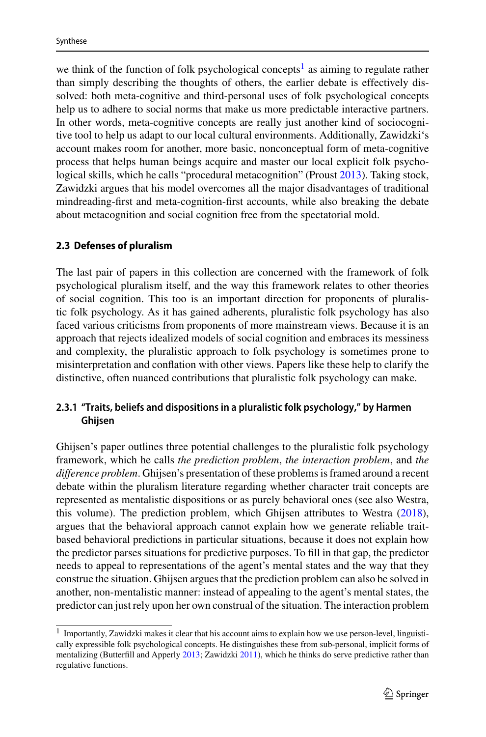we think of the function of folk psychological concepts[1] as aiming to regulate rather than simply describing the thoughts of others, the earlier debate is effectively dissolved: both meta-cognitive and third-personal uses of folk psychological concepts help us to adhere to social norms that make us more predictable interactive partners. In other words, meta-cognitive concepts are really just another kind of sociocognitive tool to help us adapt to our local cultural environments. Additionally, Zawidzki's account makes room for another, more basic, nonconceptual form of meta-cognitive process that helps human beings acquire and master our local explicit folk psychological skills, which he calls "procedural metacognition" (Proust 2013). Taking stock, Zawidzki argues that his model overcomes all the major disadvantages of traditional mindreading-first and meta-cognition-first accounts, while also breaking the debate about metacognition and social cognition free from the spectatorial mold.

### 2.3 Defenses of pluralism

The last pair of papers in this collection are concerned with the framework of folk psychological pluralism itself, and the way this framework relates to other theories of social cognition. This too is an important direction for proponents of pluralistic folk psychology. As it has gained adherents, pluralistic folk psychology has also faced various criticisms from proponents of more mainstream views. Because it is an approach that rejects idealized models of social cognition and embraces its messiness and complexity, the pluralistic approach to folk psychology is sometimes prone to misinterpretation and conflation with other views. Papers like these help to clarify the distinctive, often nuanced contributions that pluralistic folk psychology can make.

#### 2.3.1 "Traits, beliefs and dispositions in a pluralistic folk psychology," by Harmen Ghijsen

Ghijsen's paper outlines three potential challenges to the pluralistic folk psychology framework, which he calls *the prediction problem*, *the interaction problem*, and *the difference problem*. Ghijsen's presentation of these problems is framed around a recent debate within the pluralism literature regarding whether character trait concepts are represented as mentalistic dispositions or as purely behavioral ones (see also Westra, this volume). The prediction problem, which Ghijsen attributes to Westra (2018), argues that the behavioral approach cannot explain how we generate reliable trait-based behavioral predictions in particular situations, because it does not explain how the predictor parses situations for predictive purposes. To fill in that gap, the predictor needs to appeal to representations of the agent's mental states and the way that they construe the situation. Ghijsen argues that the prediction problem can also be solved in another, non-mentalistic manner: instead of appealing to the agent's mental states, the predictor can just rely upon her own construal of the situation. The interaction problem

[1] Importantly, Zawidzki makes it clear that his account aims to explain how we use person-level, linguistically expressible folk psychological concepts. He distinguishes these from sub-personal, implicit forms of mentalizing (Butterfill and Apperly 2013; Zawidzki 2011), which he thinks do serve predictive rather than regulative functions.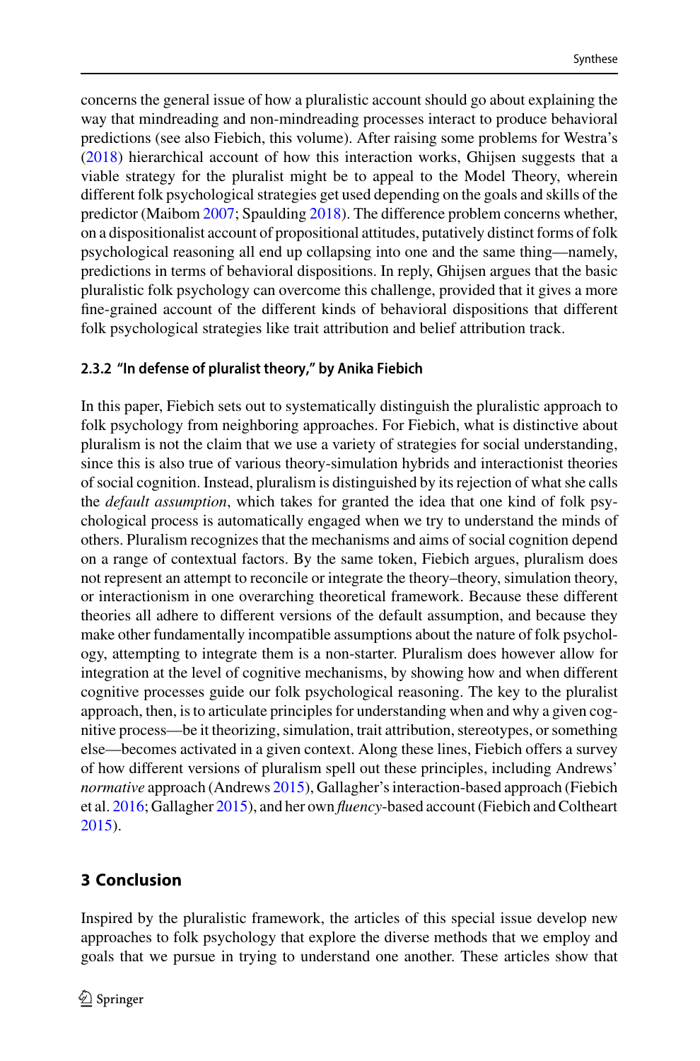concerns the general issue of how a pluralistic account should go about explaining the way that mindreading and non-mindreading processes interact to produce behavioral predictions (see also Fiebich, this volume). After raising some problems for Westra's (2018) hierarchical account of how this interaction works, Ghijsen suggests that a viable strategy for the pluralist might be to appeal to the Model Theory, wherein different folk psychological strategies get used depending on the goals and skills of the predictor (Maibom 2007; Spaulding 2018). The difference problem concerns whether, on a dispositionalist account of propositional attitudes, putatively distinct forms of folk psychological reasoning all end up collapsing into one and the same thing—namely, predictions in terms of behavioral dispositions. In reply, Ghijsen argues that the basic pluralistic folk psychology can overcome this challenge, provided that it gives a more fine-grained account of the different kinds of behavioral dispositions that different folk psychological strategies like trait attribution and belief attribution track.

#### 2.3.2 "In defense of pluralist theory," by Anika Fiebich

In this paper, Fiebich sets out to systematically distinguish the pluralistic approach to folk psychology from neighboring approaches. For Fiebich, what is distinctive about pluralism is not the claim that we use a variety of strategies for social understanding, since this is also true of various theory-simulation hybrids and interactionist theories of social cognition. Instead, pluralism is distinguished by its rejection of what she calls the *default assumption*, which takes for granted the idea that one kind of folk psychological process is automatically engaged when we try to understand the minds of others. Pluralism recognizes that the mechanisms and aims of social cognition depend on a range of contextual factors. By the same token, Fiebich argues, pluralism does not represent an attempt to reconcile or integrate the theory–theory, simulation theory, or interactionism in one overarching theoretical framework. Because these different theories all adhere to different versions of the default assumption, and because they make other fundamentally incompatible assumptions about the nature of folk psychology, attempting to integrate them is a non-starter. Pluralism does however allow for integration at the level of cognitive mechanisms, by showing how and when different cognitive processes guide our folk psychological reasoning. The key to the pluralist approach, then, is to articulate principles for understanding when and why a given cognitive process—be it theorizing, simulation, trait attribution, stereotypes, or something else—becomes activated in a given context. Along these lines, Fiebich offers a survey of how different versions of pluralism spell out these principles, including Andrews' *normative* approach (Andrews 2015), Gallagher's interaction-based approach (Fiebich et al. 2016; Gallagher 2015), and her own *fluency*-based account (Fiebich and Coltheart 2015).

## 3 Conclusion

Inspired by the pluralistic framework, the articles of this special issue develop new approaches to folk psychology that explore the diverse methods that we employ and goals that we pursue in trying to understand one another. These articles show that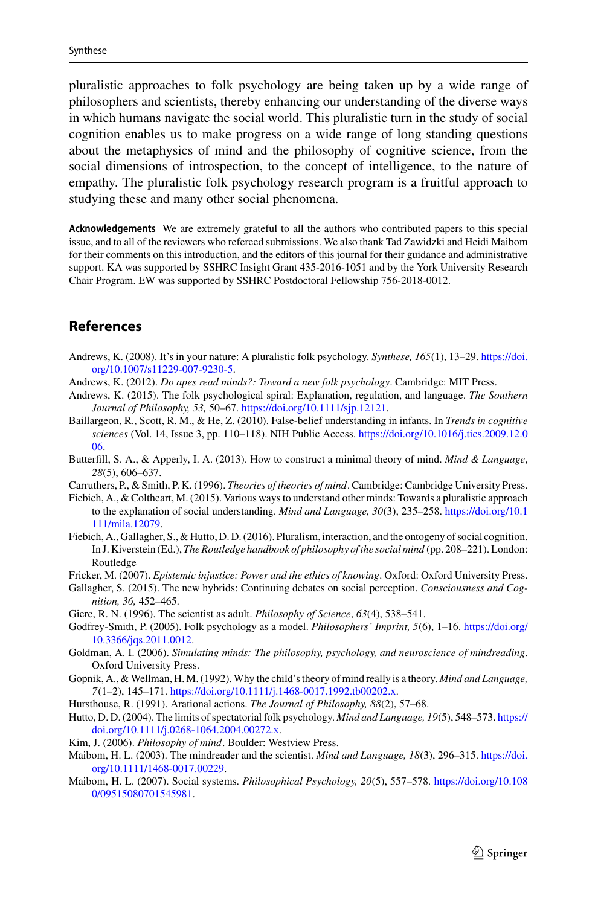pluralistic approaches to folk psychology are being taken up by a wide range of philosophers and scientists, thereby enhancing our understanding of the diverse ways in which humans navigate the social world. This pluralistic turn in the study of social cognition enables us to make progress on a wide range of long standing questions about the metaphysics of mind and the philosophy of cognitive science, from the social dimensions of introspection, to the concept of intelligence, to the nature of empathy. The pluralistic folk psychology research program is a fruitful approach to studying these and many other social phenomena.

**Acknowledgements** We are extremely grateful to all the authors who contributed papers to this special issue, and to all of the reviewers who refereed submissions. We also thank Tad Zawidzki and Heidi Maibom for their comments on this introduction, and the editors of this journal for their guidance and administrative support. KA was supported by SSHRC Insight Grant 435-2016-1051 and by the York University Research Chair Program. EW was supported by SSHRC Postdoctoral Fellowship 756-2018-0012.

## References

Andrews, K. (2008). It's in your nature: A pluralistic folk psychology. *Synthese, 165*(1), 13–29. https://doi.org/10.1007/s11229-007-9230-5.

Andrews, K. (2012). *Do apes read minds?: Toward a new folk psychology*. Cambridge: MIT Press.

Andrews, K. (2015). The folk psychological spiral: Explanation, regulation, and language. *The Southern Journal of Philosophy, 53,* 50–67. https://doi.org/10.1111/sjp.12121.

Baillargeon, R., Scott, R. M., & He, Z. (2010). False-belief understanding in infants. In *Trends in cognitive sciences* (Vol. 14, Issue 3, pp. 110–118). NIH Public Access. https://doi.org/10.1016/j.tics.2009.12.006.

Butterfill, S. A., & Apperly, I. A. (2013). How to construct a minimal theory of mind. *Mind & Language*, *28*(5), 606–637.

Carruthers, P., & Smith, P. K. (1996). *Theories of theories of mind*. Cambridge: Cambridge University Press.

Fiebich, A., & Coltheart, M. (2015). Various ways to understand other minds: Towards a pluralistic approach to the explanation of social understanding. *Mind and Language, 30*(3), 235–258. https://doi.org/10.1111/mila.12079.

Fiebich, A., Gallagher, S., & Hutto, D. D. (2016). Pluralism, interaction, and the ontogeny of social cognition. In J. Kiverstein (Ed.), *The Routledge handbook of philosophy of the social mind* (pp. 208–221). London: Routledge

Fricker, M. (2007). *Epistemic injustice: Power and the ethics of knowing*. Oxford: Oxford University Press.

Gallagher, S. (2015). The new hybrids: Continuing debates on social perception. *Consciousness and Cognition, 36,* 452–465.

Giere, R. N. (1996). The scientist as adult. *Philosophy of Science*, *63*(4), 538–541.

Godfrey-Smith, P. (2005). Folk psychology as a model. *Philosophers' Imprint, 5*(6), 1–16. https://doi.org/10.3366/jqs.2011.0012.

Goldman, A. I. (2006). *Simulating minds: The philosophy, psychology, and neuroscience of mindreading*. Oxford University Press.

Gopnik, A., & Wellman, H. M. (1992). Why the child's theory of mind really is a theory. *Mind and Language, 7*(1–2), 145–171. https://doi.org/10.1111/j.1468-0017.1992.tb00202.x.

Hursthouse, R. (1991). Arational actions. *The Journal of Philosophy, 88*(2), 57–68.

Hutto, D. D. (2004). The limits of spectatorial folk psychology. *Mind and Language, 19*(5), 548–573. https://doi.org/10.1111/j.0268-1064.2004.00272.x.

Kim, J. (2006). *Philosophy of mind*. Boulder: Westview Press.

Maibom, H. L. (2003). The mindreader and the scientist. *Mind and Language, 18*(3), 296–315. https://doi.org/10.1111/1468-0017.00229.

Maibom, H. L. (2007). Social systems. *Philosophical Psychology, 20*(5), 557–578. https://doi.org/10.1080/09515080701545981.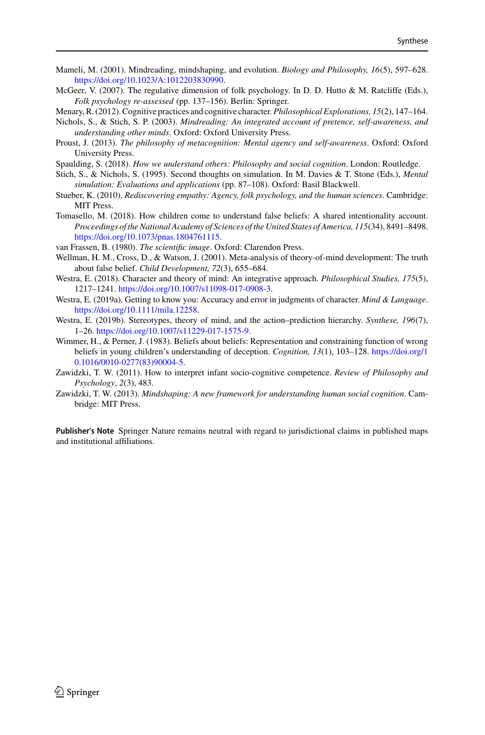Mameli, M. (2001). Mindreading, mindshaping, and evolution. *Biology and Philosophy, 16*(5), 597–628. https://doi.org/10.1023/A:1012203830990.

McGeer, V. (2007). The regulative dimension of folk psychology. In D. D. Hutto & M. Ratcliffe (Eds.), *Folk psychology re-assessed* (pp. 137–156). Berlin: Springer.

Menary, R. (2012). Cognitive practices and cognitive character. *Philosophical Explorations, 15*(2), 147–164.

Nichols, S., & Stich, S. P. (2003). *Mindreading: An integrated account of pretence, self-awareness, and understanding other minds*. Oxford: Oxford University Press.

Proust, J. (2013). *The philosophy of metacognition: Mental agency and self-awareness*. Oxford: Oxford University Press.

Spaulding, S. (2018). *How we understand others: Philosophy and social cognition*. London: Routledge.

Stich, S., & Nichols, S. (1995). Second thoughts on simulation. In M. Davies & T. Stone (Eds.), *Mental simulation: Evaluations and applications* (pp. 87–108). Oxford: Basil Blackwell.

Stueber, K. (2010). *Rediscovering empathy: Agency, folk psychology, and the human sciences*. Cambridge: MIT Press.

Tomasello, M. (2018). How children come to understand false beliefs: A shared intentionality account. *Proceedings of the National Academy of Sciences of the United States of America, 115*(34), 8491–8498. https://doi.org/10.1073/pnas.1804761115.

van Frassen, B. (1980). *The scientific image*. Oxford: Clarendon Press.

Wellman, H. M., Cross, D., & Watson, J. (2001). Meta-analysis of theory-of-mind development: The truth about false belief. *Child Development, 72*(3), 655–684.

Westra, E. (2018). Character and theory of mind: An integrative approach. *Philosophical Studies, 175*(5), 1217–1241. https://doi.org/10.1007/s11098-017-0908-3.

Westra, E. (2019a). Getting to know you: Accuracy and error in judgments of character. *Mind & Language*. https://doi.org/10.1111/mila.12258.

Westra, E. (2019b). Stereotypes, theory of mind, and the action–prediction hierarchy. *Synthese, 196*(7), 1–26. https://doi.org/10.1007/s11229-017-1575-9.

Wimmer, H., & Perner, J. (1983). Beliefs about beliefs: Representation and constraining function of wrong beliefs in young children's understanding of deception. *Cognition, 13*(1), 103–128. https://doi.org/10.1016/0010-0277(83)90004-5.

Zawidzki, T. W. (2011). How to interpret infant socio-cognitive competence. *Review of Philosophy and Psychology*, *2*(3), 483.

Zawidzki, T. W. (2013). *Mindshaping: A new framework for understanding human social cognition*. Cambridge: MIT Press.

**Publisher's Note** Springer Nature remains neutral with regard to jurisdictional claims in published maps and institutional affiliations.